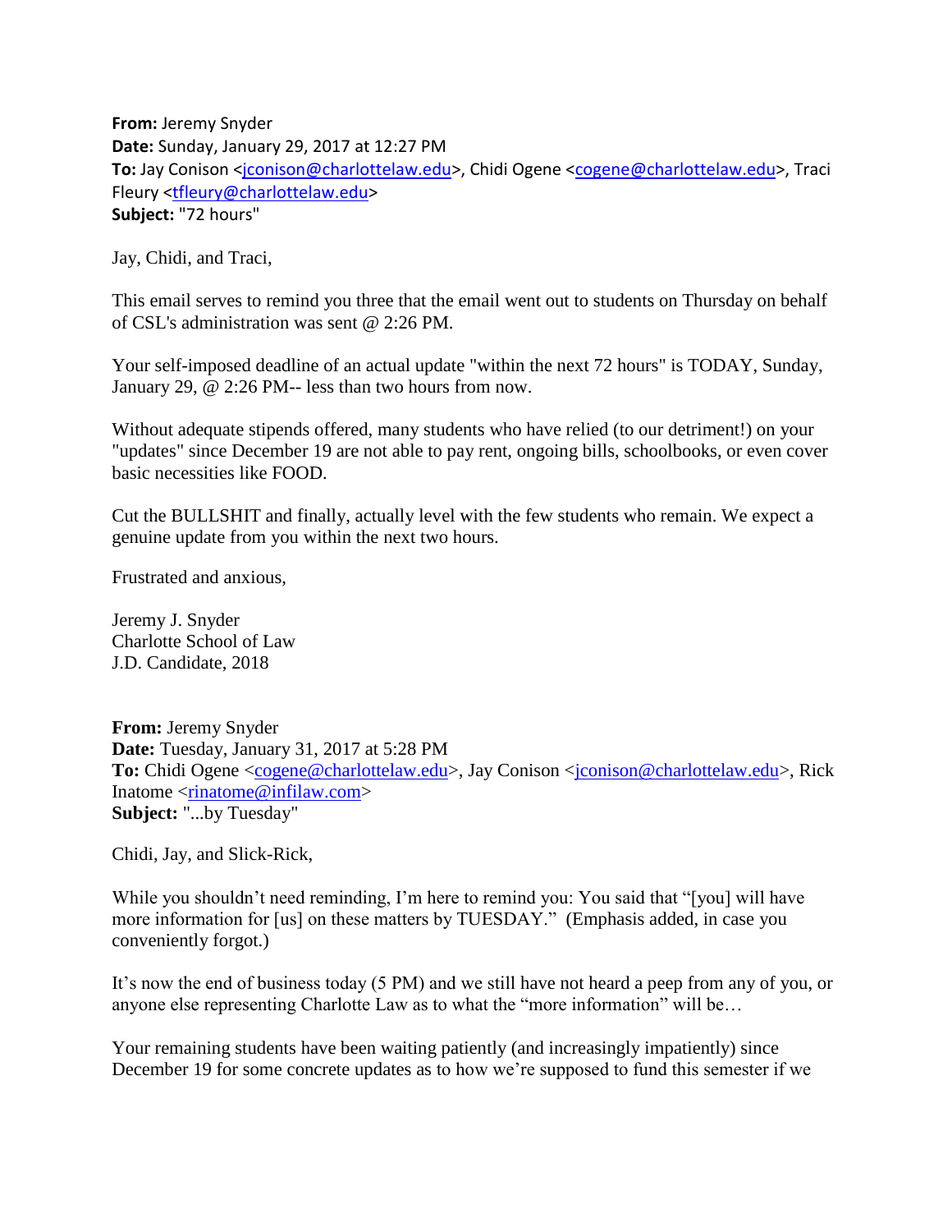**From:** Jeremy Snyder
**Date:** Sunday, January 29, 2017 at 12:27 PM
**To:** Jay Conison <jconison@charlottelaw.edu>, Chidi Ogene <cogene@charlottelaw.edu>, Traci Fleury <tfleury@charlottelaw.edu>
**Subject:** "72 hours"

Jay, Chidi, and Traci,

This email serves to remind you three that the email went out to students on Thursday on behalf of CSL's administration was sent @ 2:26 PM.

Your self-imposed deadline of an actual update "within the next 72 hours" is TODAY, Sunday, January 29, @ 2:26 PM-- less than two hours from now.

Without adequate stipends offered, many students who have relied (to our detriment!) on your "updates" since December 19 are not able to pay rent, ongoing bills, schoolbooks, or even cover basic necessities like FOOD.

Cut the BULLSHIT and finally, actually level with the few students who remain. We expect a genuine update from you within the next two hours.

Frustrated and anxious,

Jeremy J. Snyder
Charlotte School of Law
J.D. Candidate, 2018

**From:** Jeremy Snyder
**Date:** Tuesday, January 31, 2017 at 5:28 PM
**To:** Chidi Ogene <cogene@charlottelaw.edu>, Jay Conison <jconison@charlottelaw.edu>, Rick Inatome <rinatome@infilaw.com>
**Subject:** "...by Tuesday"

Chidi, Jay, and Slick-Rick,

While you shouldn't need reminding, I'm here to remind you: You said that "[you] will have more information for [us] on these matters by TUESDAY." (Emphasis added, in case you conveniently forgot.)

It's now the end of business today (5 PM) and we still have not heard a peep from any of you, or anyone else representing Charlotte Law as to what the "more information" will be…

Your remaining students have been waiting patiently (and increasingly impatiently) since December 19 for some concrete updates as to how we're supposed to fund this semester if we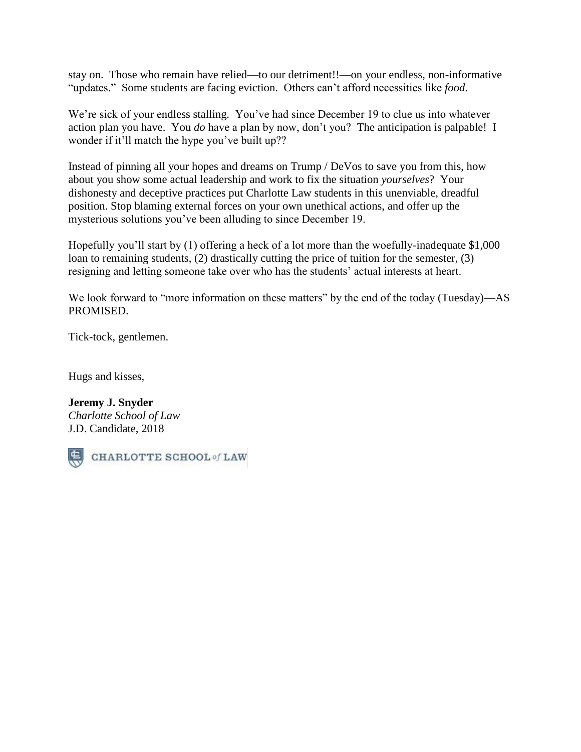stay on. Those who remain have relied—to our detriment!!—on your endless, non-informative "updates." Some students are facing eviction. Others can't afford necessities like *food*.

We're sick of your endless stalling. You've had since December 19 to clue us into whatever action plan you have. You *do* have a plan by now, don't you? The anticipation is palpable! I wonder if it'll match the hype you've built up??

Instead of pinning all your hopes and dreams on Trump / DeVos to save you from this, how about you show some actual leadership and work to fix the situation *yourselves*? Your dishonesty and deceptive practices put Charlotte Law students in this unenviable, dreadful position. Stop blaming external forces on your own unethical actions, and offer up the mysterious solutions you've been alluding to since December 19.

Hopefully you'll start by (1) offering a heck of a lot more than the woefully-inadequate $1,000 loan to remaining students, (2) drastically cutting the price of tuition for the semester, (3) resigning and letting someone take over who has the students' actual interests at heart.

We look forward to "more information on these matters" by the end of the today (Tuesday)—AS PROMISED.

Tick-tock, gentlemen.

Hugs and kisses,

**Jeremy J. Snyder**
*Charlotte School of Law*
J.D. Candidate, 2018

CHARLOTTE SCHOOL *of* LAW